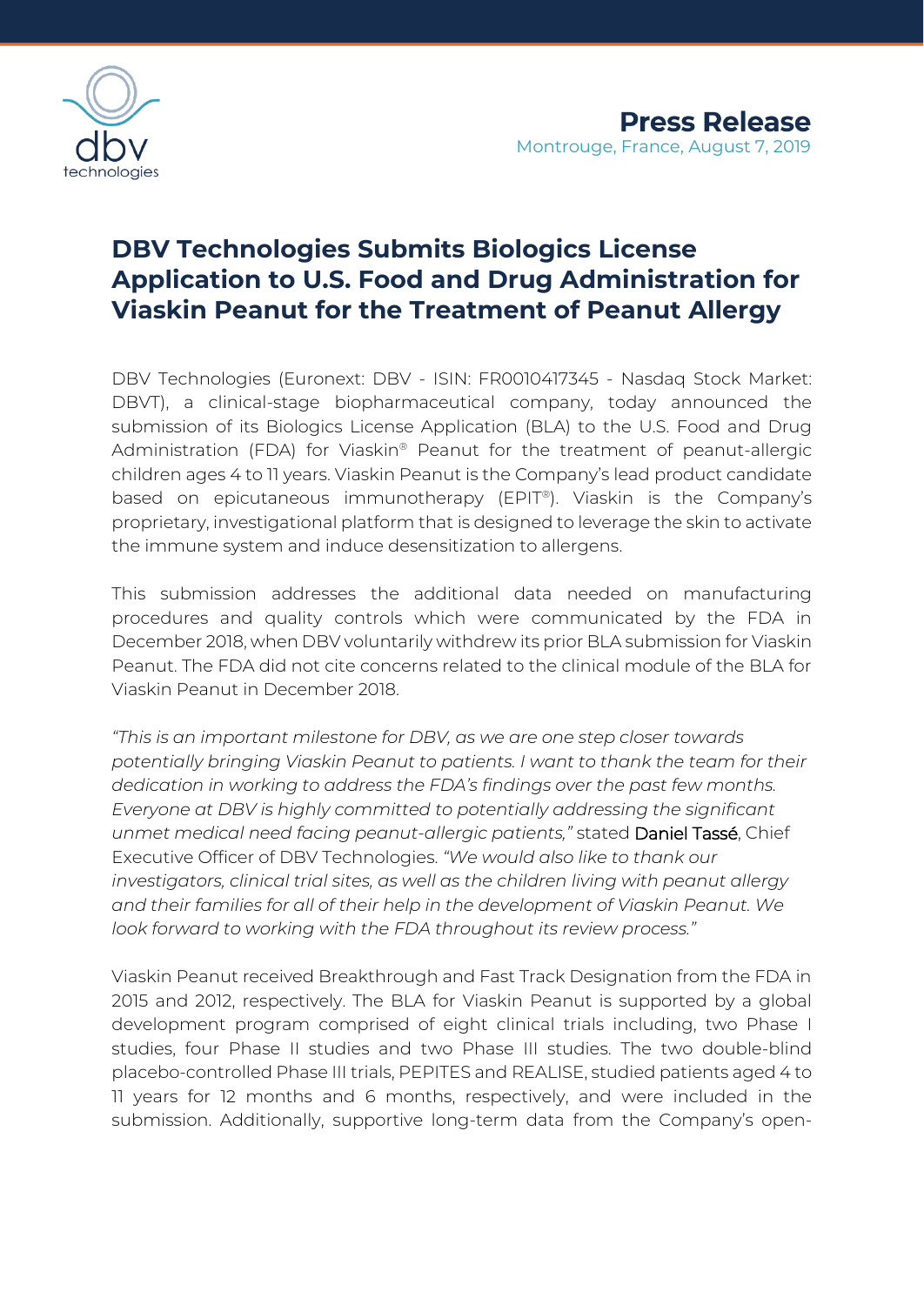**Press Release**
Montrouge, France, August 7, 2019

# DBV Technologies Submits Biologics License Application to U.S. Food and Drug Administration for Viaskin Peanut for the Treatment of Peanut Allergy

DBV Technologies (Euronext: DBV - ISIN: FR0010417345 - Nasdaq Stock Market: DBVT), a clinical-stage biopharmaceutical company, today announced the submission of its Biologics License Application (BLA) to the U.S. Food and Drug Administration (FDA) for Viaskin® Peanut for the treatment of peanut-allergic children ages 4 to 11 years. Viaskin Peanut is the Company's lead product candidate based on epicutaneous immunotherapy (EPIT®). Viaskin is the Company's proprietary, investigational platform that is designed to leverage the skin to activate the immune system and induce desensitization to allergens.

This submission addresses the additional data needed on manufacturing procedures and quality controls which were communicated by the FDA in December 2018, when DBV voluntarily withdrew its prior BLA submission for Viaskin Peanut. The FDA did not cite concerns related to the clinical module of the BLA for Viaskin Peanut in December 2018.

*"This is an important milestone for DBV, as we are one step closer towards potentially bringing Viaskin Peanut to patients. I want to thank the team for their dedication in working to address the FDA's findings over the past few months. Everyone at DBV is highly committed to potentially addressing the significant unmet medical need facing peanut-allergic patients,"* stated Daniel Tassé, Chief Executive Officer of DBV Technologies. *"We would also like to thank our investigators, clinical trial sites, as well as the children living with peanut allergy and their families for all of their help in the development of Viaskin Peanut. We look forward to working with the FDA throughout its review process."*

Viaskin Peanut received Breakthrough and Fast Track Designation from the FDA in 2015 and 2012, respectively. The BLA for Viaskin Peanut is supported by a global development program comprised of eight clinical trials including, two Phase I studies, four Phase II studies and two Phase III studies. The two double-blind placebo-controlled Phase III trials, PEPITES and REALISE, studied patients aged 4 to 11 years for 12 months and 6 months, respectively, and were included in the submission. Additionally, supportive long-term data from the Company's open-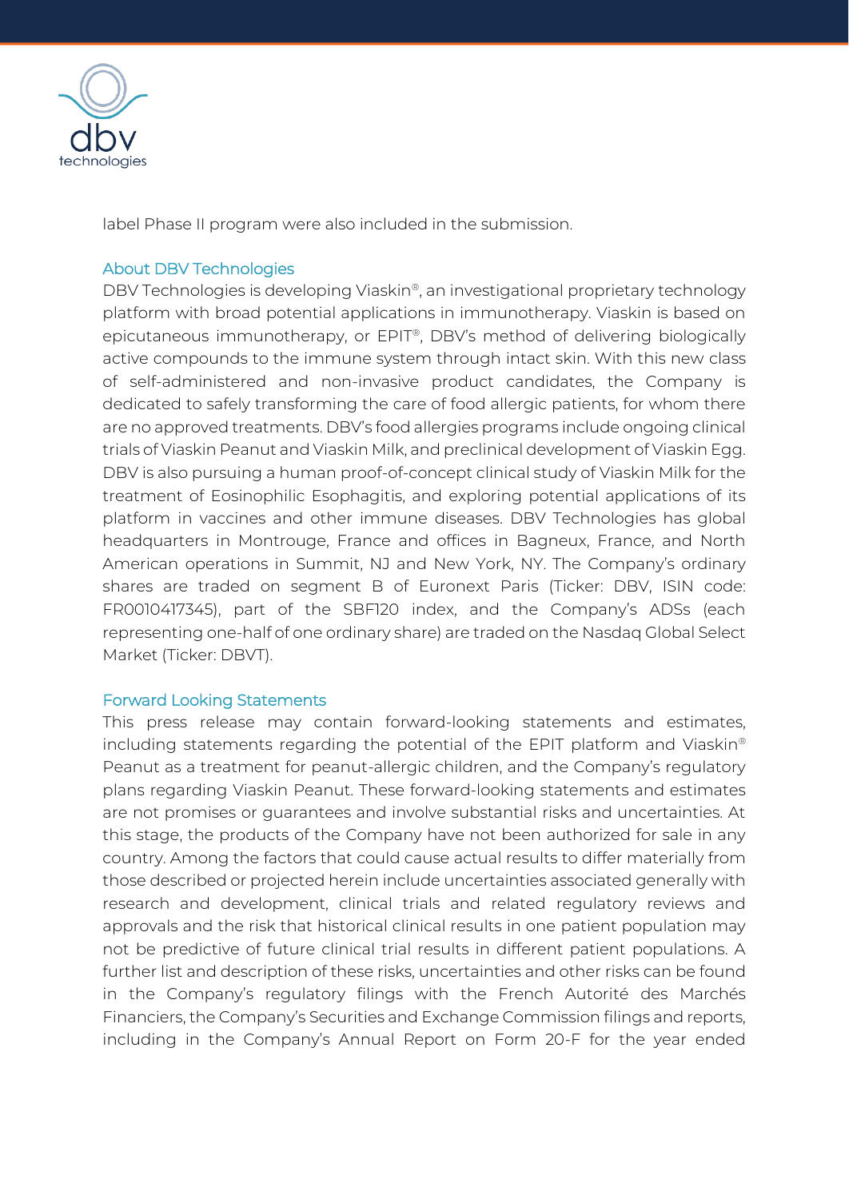label Phase II program were also included in the submission.

## About DBV Technologies

DBV Technologies is developing Viaskin®, an investigational proprietary technology platform with broad potential applications in immunotherapy. Viaskin is based on epicutaneous immunotherapy, or EPIT®, DBV's method of delivering biologically active compounds to the immune system through intact skin. With this new class of self-administered and non-invasive product candidates, the Company is dedicated to safely transforming the care of food allergic patients, for whom there are no approved treatments. DBV's food allergies programs include ongoing clinical trials of Viaskin Peanut and Viaskin Milk, and preclinical development of Viaskin Egg. DBV is also pursuing a human proof-of-concept clinical study of Viaskin Milk for the treatment of Eosinophilic Esophagitis, and exploring potential applications of its platform in vaccines and other immune diseases. DBV Technologies has global headquarters in Montrouge, France and offices in Bagneux, France, and North American operations in Summit, NJ and New York, NY. The Company's ordinary shares are traded on segment B of Euronext Paris (Ticker: DBV, ISIN code: FR0010417345), part of the SBF120 index, and the Company's ADSs (each representing one-half of one ordinary share) are traded on the Nasdaq Global Select Market (Ticker: DBVT).

## Forward Looking Statements

This press release may contain forward-looking statements and estimates, including statements regarding the potential of the EPIT platform and Viaskin® Peanut as a treatment for peanut-allergic children, and the Company's regulatory plans regarding Viaskin Peanut. These forward-looking statements and estimates are not promises or guarantees and involve substantial risks and uncertainties. At this stage, the products of the Company have not been authorized for sale in any country. Among the factors that could cause actual results to differ materially from those described or projected herein include uncertainties associated generally with research and development, clinical trials and related regulatory reviews and approvals and the risk that historical clinical results in one patient population may not be predictive of future clinical trial results in different patient populations. A further list and description of these risks, uncertainties and other risks can be found in the Company's regulatory filings with the French Autorité des Marchés Financiers, the Company's Securities and Exchange Commission filings and reports, including in the Company's Annual Report on Form 20-F for the year ended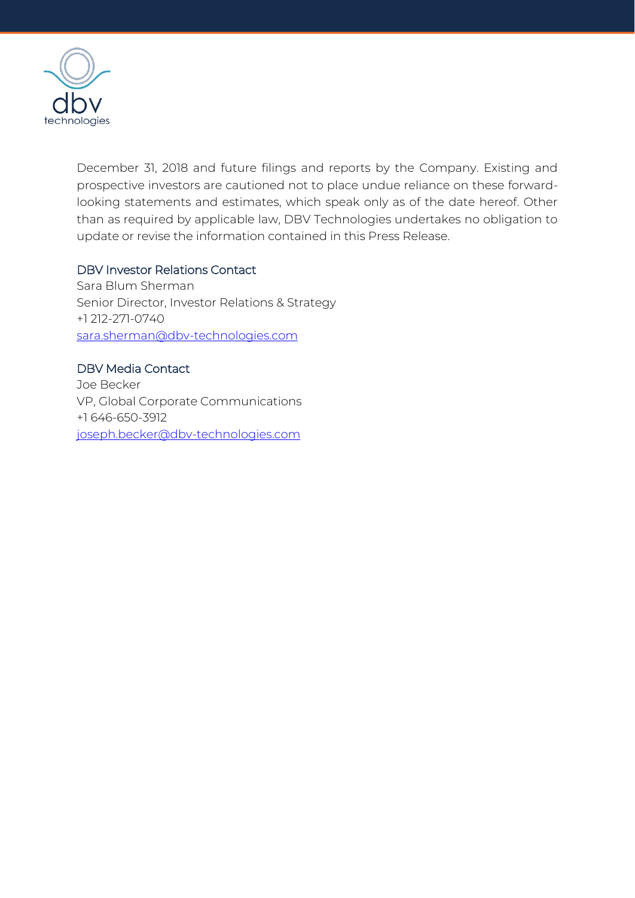December 31, 2018 and future filings and reports by the Company. Existing and prospective investors are cautioned not to place undue reliance on these forward-looking statements and estimates, which speak only as of the date hereof. Other than as required by applicable law, DBV Technologies undertakes no obligation to update or revise the information contained in this Press Release.

DBV Investor Relations Contact
Sara Blum Sherman
Senior Director, Investor Relations & Strategy
+1 212-271-0740
sara.sherman@dbv-technologies.com

DBV Media Contact
Joe Becker
VP, Global Corporate Communications
+1 646-650-3912
joseph.becker@dbv-technologies.com